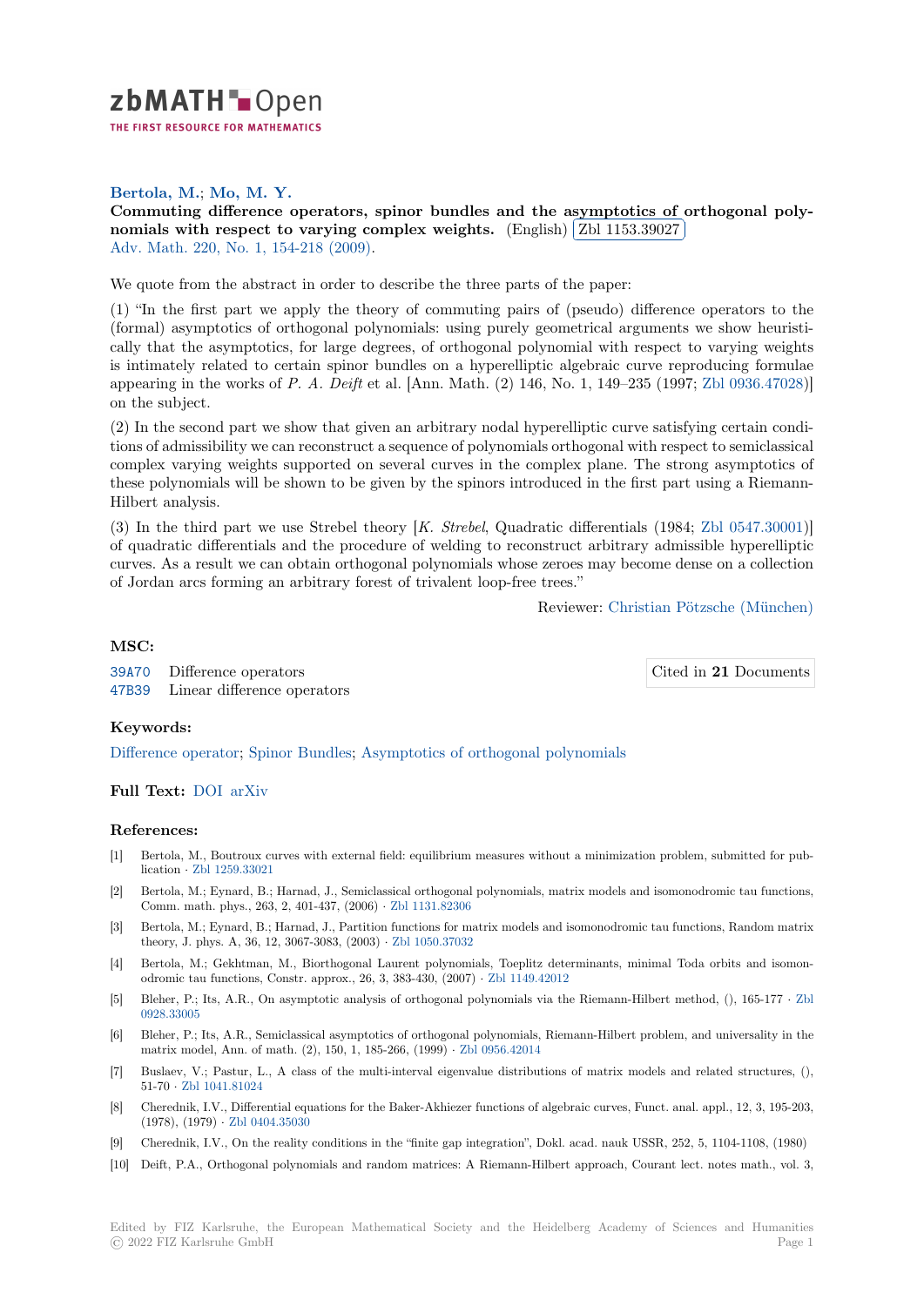zbMATH Open

THE FIRST RESOURCE FOR MATHEMATICS

**Bertola, M.; Mo, M. Y.**

**Commuting difference operators, spinor bundles and the asymptotics of orthogonal polynomials with respect to varying complex weights.** (English) Zbl 1153.39027

Adv. Math. 220, No. 1, 154-218 (2009).

We quote from the abstract in order to describe the three parts of the paper:

(1) "In the first part we apply the theory of commuting pairs of (pseudo) difference operators to the (formal) asymptotics of orthogonal polynomials: using purely geometrical arguments we show heuristically that the asymptotics, for large degrees, of orthogonal polynomial with respect to varying weights is intimately related to certain spinor bundles on a hyperelliptic algebraic curve reproducing formulae appearing in the works of *P. A. Deift* et al. [Ann. Math. (2) 146, No. 1, 149–235 (1997; Zbl 0936.47028)] on the subject.

(2) In the second part we show that given an arbitrary nodal hyperelliptic curve satisfying certain conditions of admissibility we can reconstruct a sequence of polynomials orthogonal with respect to semiclassical complex varying weights supported on several curves in the complex plane. The strong asymptotics of these polynomials will be shown to be given by the spinors introduced in the first part using a Riemann-Hilbert analysis.

(3) In the third part we use Strebel theory [*K. Strebel*, Quadratic differentials (1984; Zbl 0547.30001)] of quadratic differentials and the procedure of welding to reconstruct arbitrary admissible hyperelliptic curves. As a result we can obtain orthogonal polynomials whose zeroes may become dense on a collection of Jordan arcs forming an arbitrary forest of trivalent loop-free trees."

Reviewer: Christian Pötzsche (München)

## MSC:

39A70 Difference operators

47B39 Linear difference operators

Cited in **21** Documents

## Keywords:

Difference operator; Spinor Bundles; Asymptotics of orthogonal polynomials

## Full Text:

DOI arXiv

## References:

[1] Bertola, M., Boutroux curves with external field: equilibrium measures without a minimization problem, submitted for publication · Zbl 1259.33021

[2] Bertola, M.; Eynard, B.; Harnad, J., Semiclassical orthogonal polynomials, matrix models and isomonodromic tau functions, Comm. math. phys., 263, 2, 401-437, (2006) · Zbl 1131.82306

[3] Bertola, M.; Eynard, B.; Harnad, J., Partition functions for matrix models and isomonodromic tau functions, Random matrix theory, J. phys. A, 36, 12, 3067-3083, (2003) · Zbl 1050.37032

[4] Bertola, M.; Gekhtman, M., Biorthogonal Laurent polynomials, Toeplitz determinants, minimal Toda orbits and isomonodromic tau functions, Constr. approx., 26, 3, 383-430, (2007) · Zbl 1149.42012

[5] Bleher, P.; Its, A.R., On asymptotic analysis of orthogonal polynomials via the Riemann-Hilbert method, (), 165-177 · Zbl 0928.33005

[6] Bleher, P.; Its, A.R., Semiclassical asymptotics of orthogonal polynomials, Riemann-Hilbert problem, and universality in the matrix model, Ann. of math. (2), 150, 1, 185-266, (1999) · Zbl 0956.42014

[7] Buslaev, V.; Pastur, L., A class of the multi-interval eigenvalue distributions of matrix models and related structures, (), 51-70 · Zbl 1041.81024

[8] Cherednik, I.V., Differential equations for the Baker-Akhiezer functions of algebraic curves, Funct. anal. appl., 12, 3, 195-203, (1978), (1979) · Zbl 0404.35030

[9] Cherednik, I.V., On the reality conditions in the "finite gap integration", Dokl. acad. nauk USSR, 252, 5, 1104-1108, (1980)

[10] Deift, P.A., Orthogonal polynomials and random matrices: A Riemann-Hilbert approach, Courant lect. notes math., vol. 3,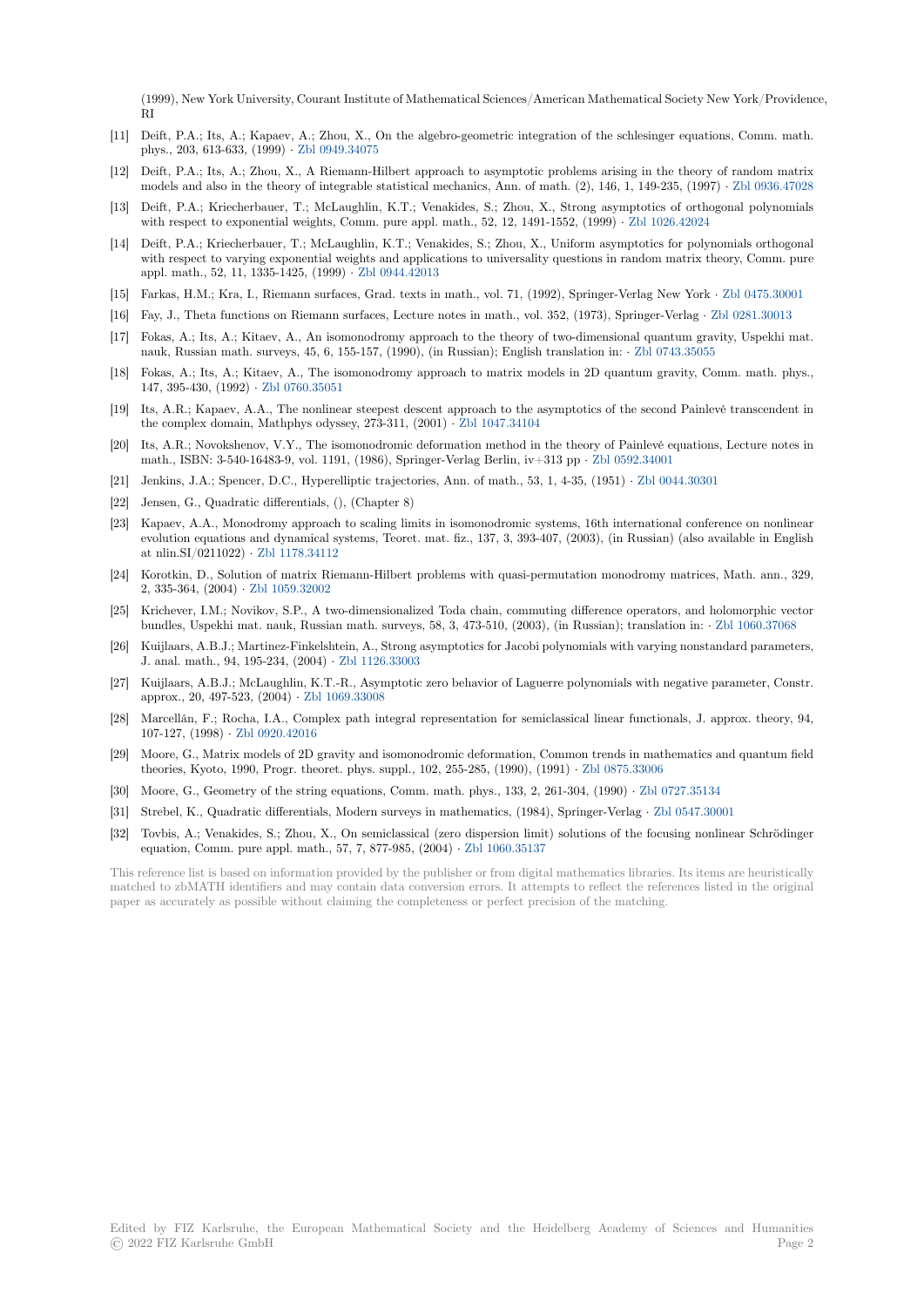(1999), New York University, Courant Institute of Mathematical Sciences/American Mathematical Society New York/Providence, RI

[11] Deift, P.A.; Its, A.; Kapaev, A.; Zhou, X., On the algebro-geometric integration of the schlesinger equations, Comm. math. phys., 203, 613-633, (1999) · Zbl 0949.34075

[12] Deift, P.A.; Its, A.; Zhou, X., A Riemann-Hilbert approach to asymptotic problems arising in the theory of random matrix models and also in the theory of integrable statistical mechanics, Ann. of math. (2), 146, 1, 149-235, (1997) · Zbl 0936.47028

[13] Deift, P.A.; Kriecherbauer, T.; McLaughlin, K.T.; Venakides, S.; Zhou, X., Strong asymptotics of orthogonal polynomials with respect to exponential weights, Comm. pure appl. math., 52, 12, 1491-1552, (1999) · Zbl 1026.42024

[14] Deift, P.A.; Kriecherbauer, T.; McLaughlin, K.T.; Venakides, S.; Zhou, X., Uniform asymptotics for polynomials orthogonal with respect to varying exponential weights and applications to universality questions in random matrix theory, Comm. pure appl. math., 52, 11, 1335-1425, (1999) · Zbl 0944.42013

[15] Farkas, H.M.; Kra, I., Riemann surfaces, Grad. texts in math., vol. 71, (1992), Springer-Verlag New York · Zbl 0475.30001

[16] Fay, J., Theta functions on Riemann surfaces, Lecture notes in math., vol. 352, (1973), Springer-Verlag · Zbl 0281.30013

[17] Fokas, A.; Its, A.; Kitaev, A., An isomonodromy approach to the theory of two-dimensional quantum gravity, Uspekhi mat. nauk, Russian math. surveys, 45, 6, 155-157, (1990), (in Russian); English translation in: · Zbl 0743.35055

[18] Fokas, A.; Its, A.; Kitaev, A., The isomonodromy approach to matrix models in 2D quantum gravity, Comm. math. phys., 147, 395-430, (1992) · Zbl 0760.35051

[19] Its, A.R.; Kapaev, A.A., The nonlinear steepest descent approach to the asymptotics of the second Painlevé transcendent in the complex domain, Mathphys odyssey, 273-311, (2001) · Zbl 1047.34104

[20] Its, A.R.; Novokshenov, V.Y., The isomonodromic deformation method in the theory of Painlevé equations, Lecture notes in math., ISBN: 3-540-16483-9, vol. 1191, (1986), Springer-Verlag Berlin, iv+313 pp · Zbl 0592.34001

[21] Jenkins, J.A.; Spencer, D.C., Hyperelliptic trajectories, Ann. of math., 53, 1, 4-35, (1951) · Zbl 0044.30301

[22] Jensen, G., Quadratic differentials, (), (Chapter 8)

[23] Kapaev, A.A., Monodromy approach to scaling limits in isomonodromic systems, 16th international conference on nonlinear evolution equations and dynamical systems, Teoret. mat. fiz., 137, 3, 393-407, (2003), (in Russian) (also available in English at nlin.SI/0211022) · Zbl 1178.34112

[24] Korotkin, D., Solution of matrix Riemann-Hilbert problems with quasi-permutation monodromy matrices, Math. ann., 329, 2, 335-364, (2004) · Zbl 1059.32002

[25] Krichever, I.M.; Novikov, S.P., A two-dimensionalized Toda chain, commuting difference operators, and holomorphic vector bundles, Uspekhi mat. nauk, Russian math. surveys, 58, 3, 473-510, (2003), (in Russian); translation in: · Zbl 1060.37068

[26] Kuijlaars, A.B.J.; Martinez-Finkelshtein, A., Strong asymptotics for Jacobi polynomials with varying nonstandard parameters, J. anal. math., 94, 195-234, (2004) · Zbl 1126.33003

[27] Kuijlaars, A.B.J.; McLaughlin, K.T.-R., Asymptotic zero behavior of Laguerre polynomials with negative parameter, Constr. approx., 20, 497-523, (2004) · Zbl 1069.33008

[28] Marcellán, F.; Rocha, I.A., Complex path integral representation for semiclassical linear functionals, J. approx. theory, 94, 107-127, (1998) · Zbl 0920.42016

[29] Moore, G., Matrix models of 2D gravity and isomonodromic deformation, Common trends in mathematics and quantum field theories, Kyoto, 1990, Progr. theoret. phys. suppl., 102, 255-285, (1990), (1991) · Zbl 0875.33006

[30] Moore, G., Geometry of the string equations, Comm. math. phys., 133, 2, 261-304, (1990) · Zbl 0727.35134

[31] Strebel, K., Quadratic differentials, Modern surveys in mathematics, (1984), Springer-Verlag · Zbl 0547.30001

[32] Tovbis, A.; Venakides, S.; Zhou, X., On semiclassical (zero dispersion limit) solutions of the focusing nonlinear Schrödinger equation, Comm. pure appl. math., 57, 7, 877-985, (2004) · Zbl 1060.35137

This reference list is based on information provided by the publisher or from digital mathematics libraries. Its items are heuristically matched to zbMATH identifiers and may contain data conversion errors. It attempts to reflect the references listed in the original paper as accurately as possible without claiming the completeness or perfect precision of the matching.